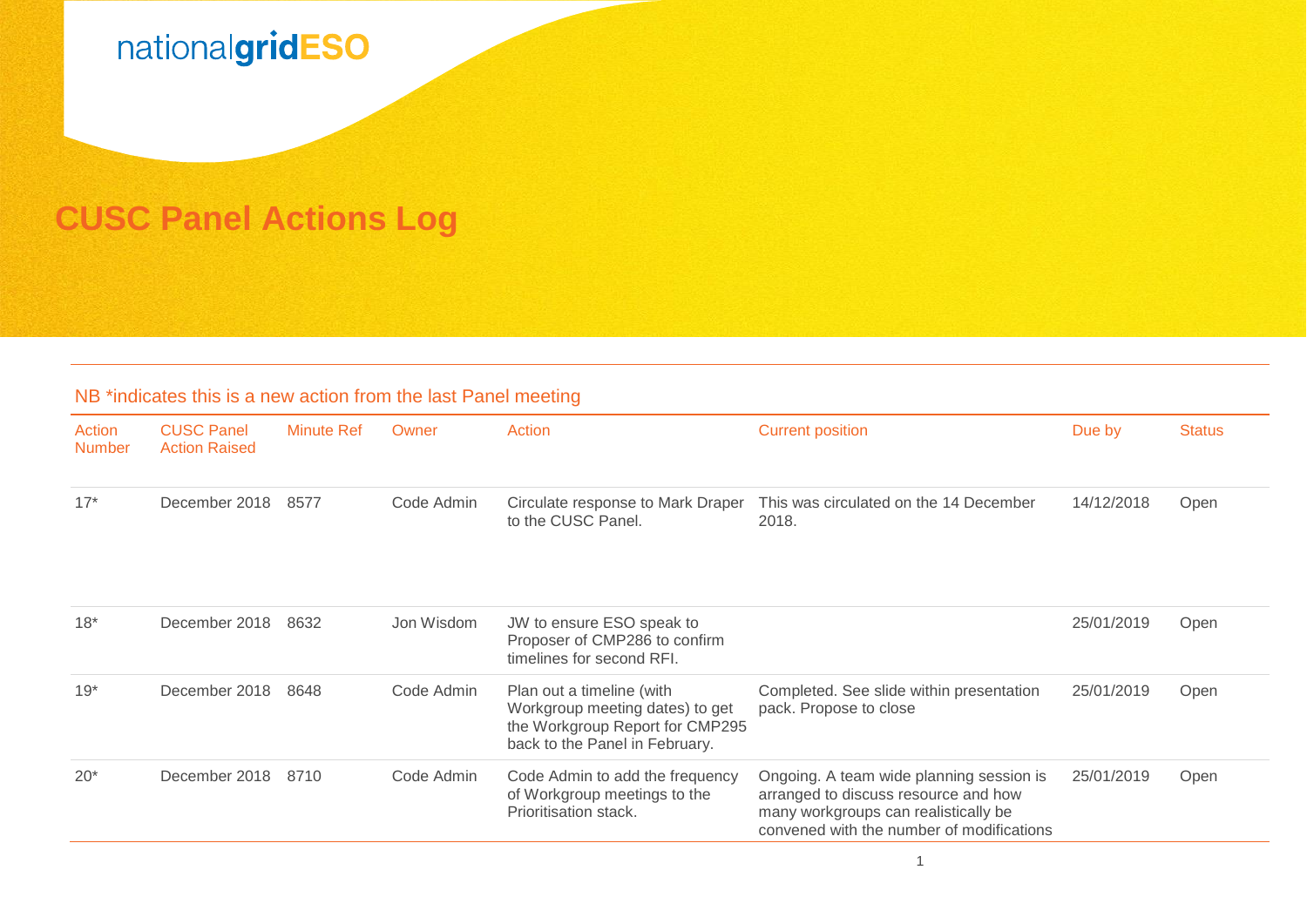nationalgridESO

# CUSC Panel Actions Log

NB *indicates this is a new action from the last Panel meeting

| Action Number | CUSC Panel Action Raised | Minute Ref | Owner | Action | Current position | Due by | Status |
|---|---|---|---|---|---|---|---|
| 17* | December 2018 | 8577 | Code Admin | Circulate response to Mark Draper to the CUSC Panel. | This was circulated on the 14 December 2018. | 14/12/2018 | Open |
| 18* | December 2018 | 8632 | Jon Wisdom | JW to ensure ESO speak to Proposer of CMP286 to confirm timelines for second RFI. | | 25/01/2019 | Open |
| 19* | December 2018 | 8648 | Code Admin | Plan out a timeline (with Workgroup meeting dates) to get the Workgroup Report for CMP295 back to the Panel in February. | Completed. See slide within presentation pack. Propose to close | 25/01/2019 | Open |
| 20* | December 2018 | 8710 | Code Admin | Code Admin to add the frequency of Workgroup meetings to the Prioritisation stack. | Ongoing. A team wide planning session is arranged to discuss resource and how many workgroups can realistically be convened with the number of modifications | 25/01/2019 | Open |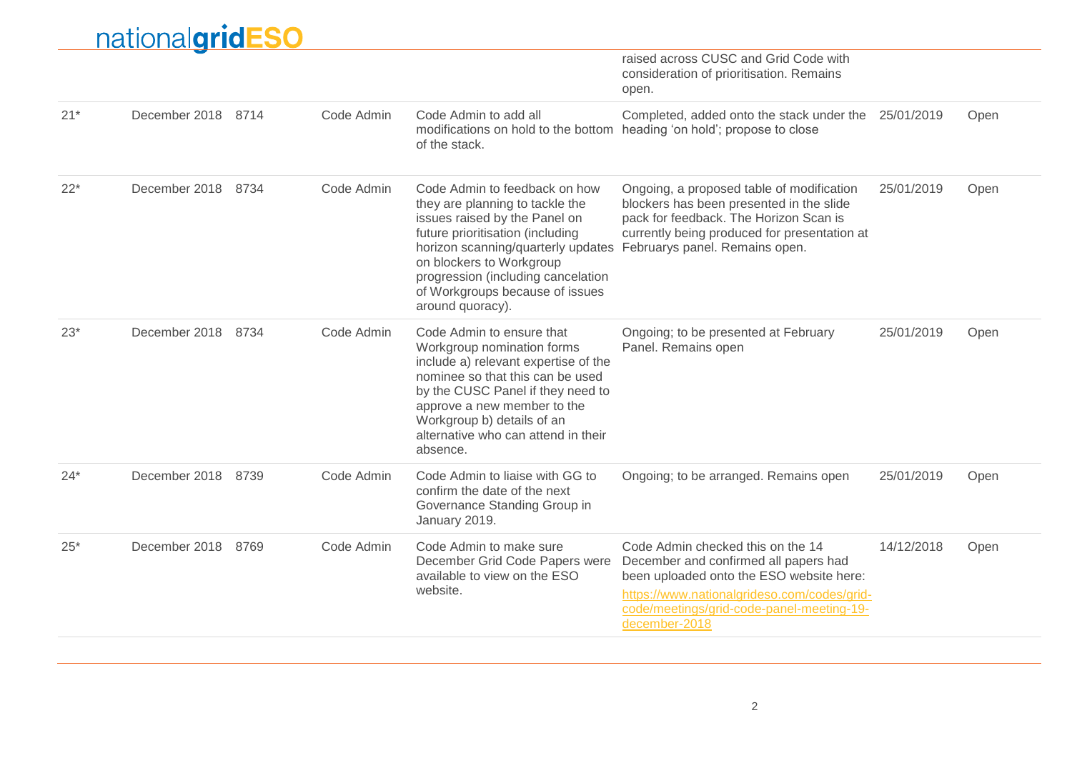| | | | | | | | |
|---|---|---|---|---|---|---|---|
| | | | | | raised across CUSC and Grid Code with consideration of prioritisation. Remains open. | | |
| 21* | December 2018 | 8714 | Code Admin | Code Admin to add all modifications on hold to the bottom of the stack. | Completed, added onto the stack under the heading 'on hold'; propose to close | 25/01/2019 | Open |
| 22* | December 2018 | 8734 | Code Admin | Code Admin to feedback on how they are planning to tackle the issues raised by the Panel on future prioritisation (including horizon scanning/quarterly updates on blockers to Workgroup progression (including cancelation of Workgroups because of issues around quoracy). | Ongoing, a proposed table of modification blockers has been presented in the slide pack for feedback. The Horizon Scan is currently being produced for presentation at Februarys panel. Remains open. | 25/01/2019 | Open |
| 23* | December 2018 | 8734 | Code Admin | Code Admin to ensure that Workgroup nomination forms include a) relevant expertise of the nominee so that this can be used by the CUSC Panel if they need to approve a new member to the Workgroup b) details of an alternative who can attend in their absence. | Ongoing; to be presented at February Panel. Remains open | 25/01/2019 | Open |
| 24* | December 2018 | 8739 | Code Admin | Code Admin to liaise with GG to confirm the date of the next Governance Standing Group in January 2019. | Ongoing; to be arranged. Remains open | 25/01/2019 | Open |
| 25* | December 2018 | 8769 | Code Admin | Code Admin to make sure December Grid Code Papers were available to view on the ESO website. | Code Admin checked this on the 14 December and confirmed all papers had been uploaded onto the ESO website here: https://www.nationalgrideso.com/codes/grid-code/meetings/grid-code-panel-meeting-19-december-2018 | 14/12/2018 | Open |